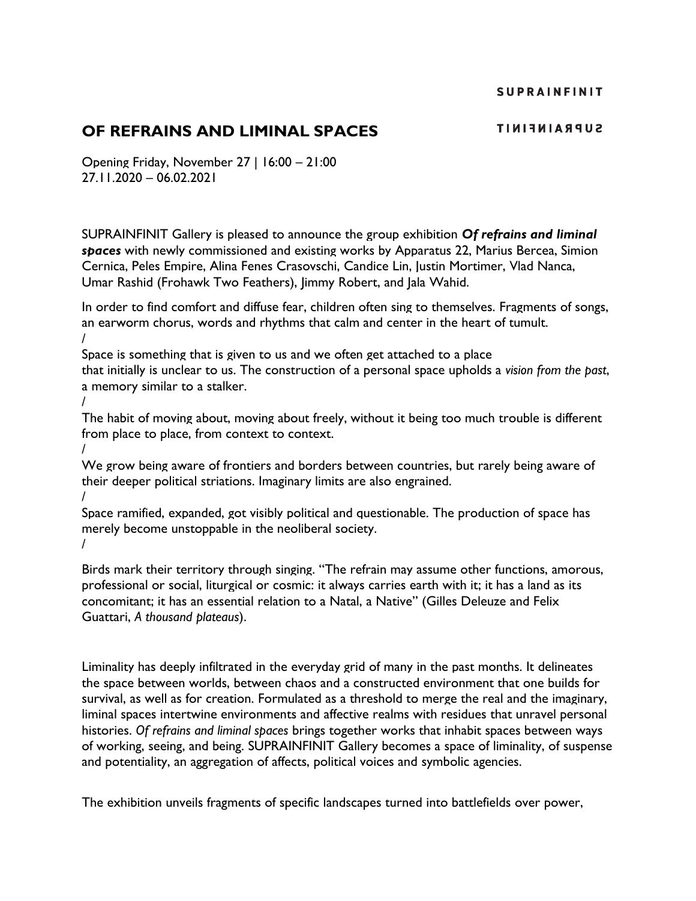SUPRAINFINIT

# OF REFRAINS AND LIMINAL SPACES

Opening Friday, November 27 | 16:00 – 21:00
27.11.2020 – 06.02.2021

SUPRAINFINIT Gallery is pleased to announce the group exhibition ***Of refrains and liminal spaces*** with newly commissioned and existing works by Apparatus 22, Marius Bercea, Simion Cernica, Peles Empire, Alina Fenes Crasovschi, Candice Lin, Justin Mortimer, Vlad Nanca, Umar Rashid (Frohawk Two Feathers), Jimmy Robert, and Jala Wahid.

In order to find comfort and diffuse fear, children often sing to themselves. Fragments of songs, an earworm chorus, words and rhythms that calm and center in the heart of tumult.
/
Space is something that is given to us and we often get attached to a place that initially is unclear to us. The construction of a personal space upholds a *vision from the past*, a memory similar to a stalker.
/
The habit of moving about, moving about freely, without it being too much trouble is different from place to place, from context to context.
/
We grow being aware of frontiers and borders between countries, but rarely being aware of their deeper political striations. Imaginary limits are also engrained.
/
Space ramified, expanded, got visibly political and questionable. The production of space has merely become unstoppable in the neoliberal society.
/

Birds mark their territory through singing. "The refrain may assume other functions, amorous, professional or social, liturgical or cosmic: it always carries earth with it; it has a land as its concomitant; it has an essential relation to a Natal, a Native" (Gilles Deleuze and Felix Guattari, *A thousand plateaus*).

Liminality has deeply infiltrated in the everyday grid of many in the past months. It delineates the space between worlds, between chaos and a constructed environment that one builds for survival, as well as for creation. Formulated as a threshold to merge the real and the imaginary, liminal spaces intertwine environments and affective realms with residues that unravel personal histories. *Of refrains and liminal spaces* brings together works that inhabit spaces between ways of working, seeing, and being. SUPRAINFINIT Gallery becomes a space of liminality, of suspense and potentiality, an aggregation of affects, political voices and symbolic agencies.

The exhibition unveils fragments of specific landscapes turned into battlefields over power,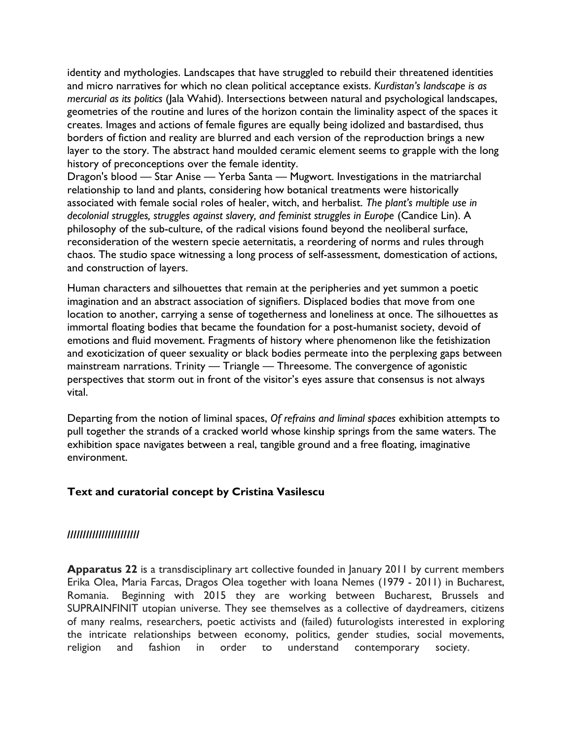identity and mythologies. Landscapes that have struggled to rebuild their threatened identities and micro narratives for which no clean political acceptance exists. *Kurdistan's landscape is as mercurial as its politics* (Jala Wahid). Intersections between natural and psychological landscapes, geometries of the routine and lures of the horizon contain the liminality aspect of the spaces it creates. Images and actions of female figures are equally being idolized and bastardised, thus borders of fiction and reality are blurred and each version of the reproduction brings a new layer to the story. The abstract hand moulded ceramic element seems to grapple with the long history of preconceptions over the female identity.
Dragon's blood — Star Anise — Yerba Santa — Mugwort. Investigations in the matriarchal relationship to land and plants, considering how botanical treatments were historically associated with female social roles of healer, witch, and herbalist. *The plant's multiple use in decolonial struggles, struggles against slavery, and feminist struggles in Europe* (Candice Lin). A philosophy of the sub-culture, of the radical visions found beyond the neoliberal surface, reconsideration of the western specie aeternitatis, a reordering of norms and rules through chaos. The studio space witnessing a long process of self-assessment, domestication of actions, and construction of layers.

Human characters and silhouettes that remain at the peripheries and yet summon a poetic imagination and an abstract association of signifiers. Displaced bodies that move from one location to another, carrying a sense of togetherness and loneliness at once. The silhouettes as immortal floating bodies that became the foundation for a post-humanist society, devoid of emotions and fluid movement. Fragments of history where phenomenon like the fetishization and exoticization of queer sexuality or black bodies permeate into the perplexing gaps between mainstream narrations. Trinity — Triangle — Threesome. The convergence of agonistic perspectives that storm out in front of the visitor's eyes assure that consensus is not always vital.

Departing from the notion of liminal spaces, *Of refrains and liminal spaces* exhibition attempts to pull together the strands of a cracked world whose kinship springs from the same waters. The exhibition space navigates between a real, tangible ground and a free floating, imaginative environment.

**Text and curatorial concept by Cristina Vasilescu**

**//////////////////////**

**Apparatus 22** is a transdisciplinary art collective founded in January 2011 by current members Erika Olea, Maria Farcas, Dragos Olea together with Ioana Nemes (1979 - 2011) in Bucharest, Romania. Beginning with 2015 they are working between Bucharest, Brussels and SUPRAINFINIT utopian universe. They see themselves as a collective of daydreamers, citizens of many realms, researchers, poetic activists and (failed) futurologists interested in exploring the intricate relationships between economy, politics, gender studies, social movements, religion and fashion in order to understand contemporary society.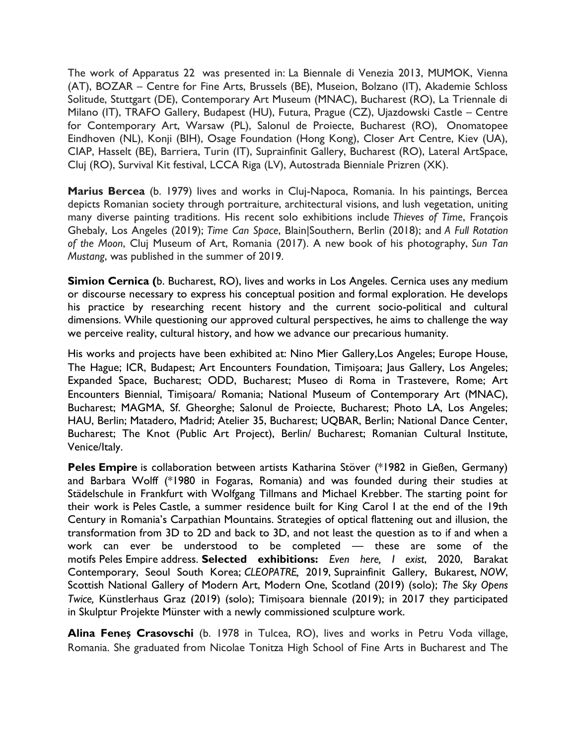The work of Apparatus 22 was presented in: La Biennale di Venezia 2013, MUMOK, Vienna (AT), BOZAR – Centre for Fine Arts, Brussels (BE), Museion, Bolzano (IT), Akademie Schloss Solitude, Stuttgart (DE), Contemporary Art Museum (MNAC), Bucharest (RO), La Triennale di Milano (IT), TRAFO Gallery, Budapest (HU), Futura, Prague (CZ), Ujazdowski Castle – Centre for Contemporary Art, Warsaw (PL), Salonul de Proiecte, Bucharest (RO), Onomatopee Eindhoven (NL), Konji (BIH), Osage Foundation (Hong Kong), Closer Art Centre, Kiev (UA), CIAP, Hasselt (BE), Barriera, Turin (IT), Suprainfinit Gallery, Bucharest (RO), Lateral ArtSpace, Cluj (RO), Survival Kit festival, LCCA Riga (LV), Autostrada Bienniale Prizren (XK).

**Marius Bercea** (b. 1979) lives and works in Cluj-Napoca, Romania. In his paintings, Bercea depicts Romanian society through portraiture, architectural visions, and lush vegetation, uniting many diverse painting traditions. His recent solo exhibitions include *Thieves of Time*, François Ghebaly, Los Angeles (2019); *Time Can Space*, Blain|Southern, Berlin (2018); and *A Full Rotation of the Moon*, Cluj Museum of Art, Romania (2017). A new book of his photography, *Sun Tan Mustang*, was published in the summer of 2019.

**Simion Cernica (**b. Bucharest, RO), lives and works in Los Angeles. Cernica uses any medium or discourse necessary to express his conceptual position and formal exploration. He develops his practice by researching recent history and the current socio-political and cultural dimensions. While questioning our approved cultural perspectives, he aims to challenge the way we perceive reality, cultural history, and how we advance our precarious humanity.

His works and projects have been exhibited at: Nino Mier Gallery,Los Angeles; Europe House, The Hague; ICR, Budapest; Art Encounters Foundation, Timișoara; Jaus Gallery, Los Angeles; Expanded Space, Bucharest; ODD, Bucharest; Museo di Roma in Trastevere, Rome; Art Encounters Biennial, Timișoara/ Romania; National Museum of Contemporary Art (MNAC), Bucharest; MAGMA, Sf. Gheorghe; Salonul de Proiecte, Bucharest; Photo LA, Los Angeles; HAU, Berlin; Matadero, Madrid; Atelier 35, Bucharest; UQBAR, Berlin; National Dance Center, Bucharest; The Knot (Public Art Project), Berlin/ Bucharest; Romanian Cultural Institute, Venice/Italy.

**Peles Empire** is collaboration between artists Katharina Stöver (*1982 in Gießen, Germany) and Barbara Wolff (*1980 in Fogaras, Romania) and was founded during their studies at Städelschule in Frankfurt with Wolfgang Tillmans and Michael Krebber. The starting point for their work is Peles Castle, a summer residence built for King Carol I at the end of the 19th Century in Romania's Carpathian Mountains. Strategies of optical flattening out and illusion, the transformation from 3D to 2D and back to 3D, and not least the question as to if and when a work can ever be understood to be completed — these are some of the motifs Peles Empire address. **Selected exhibitions:** *Even here, I exist*, 2020, Barakat Contemporary, Seoul South Korea; *CLEOPATRE,* 2019, Suprainfinit Gallery, Bukarest, *NOW*, Scottish National Gallery of Modern Art, Modern One, Scotland (2019) (solo); *The Sky Opens Twice,* Künstlerhaus Graz (2019) (solo); Timișoara biennale (2019); in 2017 they participated in Skulptur Projekte Münster with a newly commissioned sculpture work.

**Alina Feneș Crasovschi** (b. 1978 in Tulcea, RO), lives and works in Petru Voda village, Romania. She graduated from Nicolae Tonitza High School of Fine Arts in Bucharest and The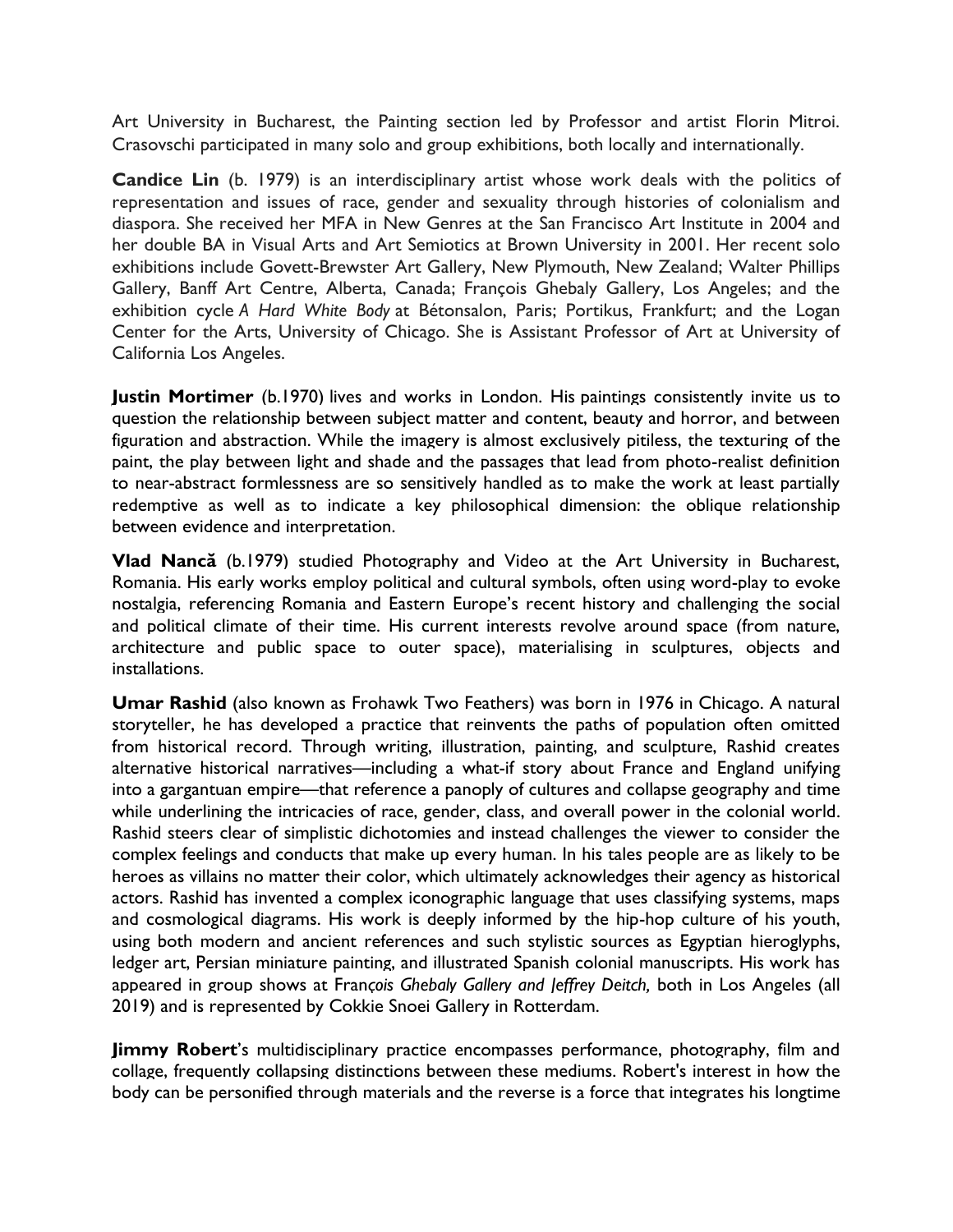Art University in Bucharest, the Painting section led by Professor and artist Florin Mitroi. Crasovschi participated in many solo and group exhibitions, both locally and internationally.

**Candice Lin** (b. 1979) is an interdisciplinary artist whose work deals with the politics of representation and issues of race, gender and sexuality through histories of colonialism and diaspora. She received her MFA in New Genres at the San Francisco Art Institute in 2004 and her double BA in Visual Arts and Art Semiotics at Brown University in 2001. Her recent solo exhibitions include Govett-Brewster Art Gallery, New Plymouth, New Zealand; Walter Phillips Gallery, Banff Art Centre, Alberta, Canada; François Ghebaly Gallery, Los Angeles; and the exhibition cycle *A Hard White Body* at Bétonsalon, Paris; Portikus, Frankfurt; and the Logan Center for the Arts, University of Chicago. She is Assistant Professor of Art at University of California Los Angeles.

**Justin Mortimer** (b.1970) lives and works in London. His paintings consistently invite us to question the relationship between subject matter and content, beauty and horror, and between figuration and abstraction. While the imagery is almost exclusively pitiless, the texturing of the paint, the play between light and shade and the passages that lead from photo-realist definition to near-abstract formlessness are so sensitively handled as to make the work at least partially redemptive as well as to indicate a key philosophical dimension: the oblique relationship between evidence and interpretation.

**Vlad Nancă** (b.1979) studied Photography and Video at the Art University in Bucharest, Romania. His early works employ political and cultural symbols, often using word-play to evoke nostalgia, referencing Romania and Eastern Europe's recent history and challenging the social and political climate of their time. His current interests revolve around space (from nature, architecture and public space to outer space), materialising in sculptures, objects and installations.

**Umar Rashid** (also known as Frohawk Two Feathers) was born in 1976 in Chicago. A natural storyteller, he has developed a practice that reinvents the paths of population often omitted from historical record. Through writing, illustration, painting, and sculpture, Rashid creates alternative historical narratives—including a what-if story about France and England unifying into a gargantuan empire—that reference a panoply of cultures and collapse geography and time while underlining the intricacies of race, gender, class, and overall power in the colonial world. Rashid steers clear of simplistic dichotomies and instead challenges the viewer to consider the complex feelings and conducts that make up every human. In his tales people are as likely to be heroes as villains no matter their color, which ultimately acknowledges their agency as historical actors. Rashid has invented a complex iconographic language that uses classifying systems, maps and cosmological diagrams. His work is deeply informed by the hip-hop culture of his youth, using both modern and ancient references and such stylistic sources as Egyptian hieroglyphs, ledger art, Persian miniature painting, and illustrated Spanish colonial manuscripts. His work has appeared in group shows at *François Ghebaly Gallery and Jeffrey Deitch,* both in Los Angeles (all 2019) and is represented by Cokkie Snoei Gallery in Rotterdam.

**Jimmy Robert**'s multidisciplinary practice encompasses performance, photography, film and collage, frequently collapsing distinctions between these mediums. Robert's interest in how the body can be personified through materials and the reverse is a force that integrates his longtime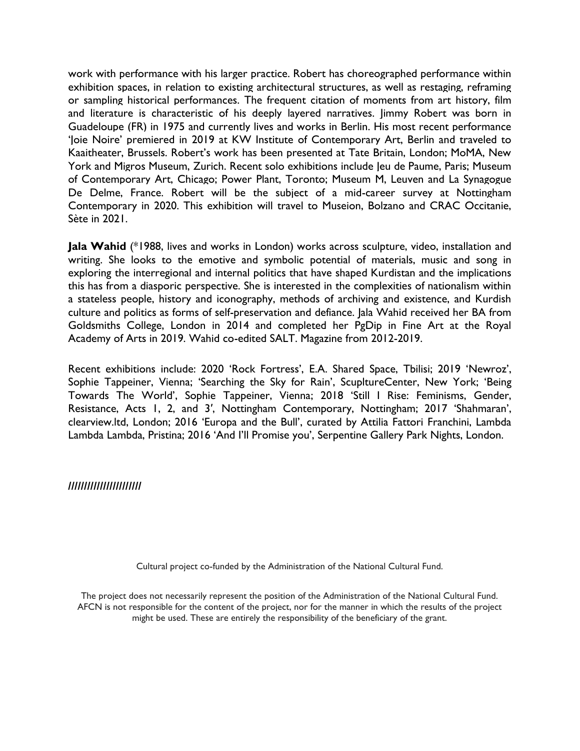work with performance with his larger practice. Robert has choreographed performance within exhibition spaces, in relation to existing architectural structures, as well as restaging, reframing or sampling historical performances. The frequent citation of moments from art history, film and literature is characteristic of his deeply layered narratives. Jimmy Robert was born in Guadeloupe (FR) in 1975 and currently lives and works in Berlin. His most recent performance 'Joie Noire' premiered in 2019 at KW Institute of Contemporary Art, Berlin and traveled to Kaaitheater, Brussels. Robert's work has been presented at Tate Britain, London; MoMA, New York and Migros Museum, Zurich. Recent solo exhibitions include Jeu de Paume, Paris; Museum of Contemporary Art, Chicago; Power Plant, Toronto; Museum M, Leuven and La Synagogue De Delme, France. Robert will be the subject of a mid-career survey at Nottingham Contemporary in 2020. This exhibition will travel to Museion, Bolzano and CRAC Occitanie, Sète in 2021.

**Jala Wahid** (*1988, lives and works in London) works across sculpture, video, installation and writing. She looks to the emotive and symbolic potential of materials, music and song in exploring the interregional and internal politics that have shaped Kurdistan and the implications this has from a diasporic perspective. She is interested in the complexities of nationalism within a stateless people, history and iconography, methods of archiving and existence, and Kurdish culture and politics as forms of self-preservation and defiance. Jala Wahid received her BA from Goldsmiths College, London in 2014 and completed her PgDip in Fine Art at the Royal Academy of Arts in 2019. Wahid co-edited SALT. Magazine from 2012-2019.

Recent exhibitions include: 2020 'Rock Fortress', E.A. Shared Space, Tbilisi; 2019 'Newroz', Sophie Tappeiner, Vienna; 'Searching the Sky for Rain', ScupltureCenter, New York; 'Being Towards The World', Sophie Tappeiner, Vienna; 2018 'Still I Rise: Feminisms, Gender, Resistance, Acts 1, 2, and 3', Nottingham Contemporary, Nottingham; 2017 'Shahmaran', clearview.ltd, London; 2016 'Europa and the Bull', curated by Attilia Fattori Franchini, Lambda Lambda Lambda, Pristina; 2016 'And I'll Promise you', Serpentine Gallery Park Nights, London.

**//////////////////////**

Cultural project co-funded by the Administration of the National Cultural Fund.

The project does not necessarily represent the position of the Administration of the National Cultural Fund. AFCN is not responsible for the content of the project, nor for the manner in which the results of the project might be used. These are entirely the responsibility of the beneficiary of the grant.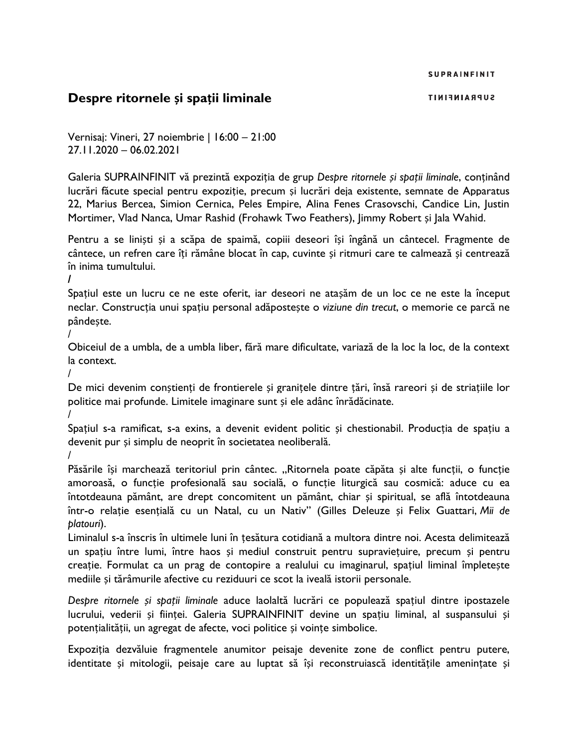# Despre ritornele și spații liminale

Vernisaj: Vineri, 27 noiembrie | 16:00 – 21:00
27.11.2020 – 06.02.2021

Galeria SUPRAINFINIT vă prezintă expoziția de grup *Despre ritornele și spații liminale*, conținând lucrări făcute special pentru expoziție, precum și lucrări deja existente, semnate de Apparatus 22, Marius Bercea, Simion Cernica, Peles Empire, Alina Fenes Crasovschi, Candice Lin, Justin Mortimer, Vlad Nanca, Umar Rashid (Frohawk Two Feathers), Jimmy Robert și Jala Wahid.

Pentru a se liniști și a scăpa de spaimă, copiii deseori își îngână un cântecel. Fragmente de cântece, un refren care îți rămâne blocat în cap, cuvinte și ritmuri care te calmează și centrează în inima tumultului.

/

Spațiul este un lucru ce ne este oferit, iar deseori ne atașăm de un loc ce ne este la început neclar. Construcția unui spațiu personal adăpostește o *viziune din trecut*, o memorie ce parcă ne pândește.

/

Obiceiul de a umbla, de a umbla liber, fără mare dificultate, variază de la loc la loc, de la context la context.

/

De mici devenim conștienți de frontierele și granițele dintre țări, însă rareori și de striațiile lor politice mai profunde. Limitele imaginare sunt și ele adânc înrădăcinate.

/

Spațiul s-a ramificat, s-a exins, a devenit evident politic și chestionabil. Producția de spațiu a devenit pur și simplu de neoprit în societatea neoliberală.

/

Păsările își marchează teritoriul prin cântec. „Ritornela poate căpăta și alte funcții, o funcție amoroasă, o funcție profesională sau socială, o funcție liturgică sau cosmică: aduce cu ea întotdeauna pământ, are drept concomitent un pământ, chiar și spiritual, se află întotdeauna într-o relație esențială cu un Natal, cu un Nativ" (Gilles Deleuze și Felix Guattari, *Mii de platouri*).

Liminalul s-a înscris în ultimele luni în țesătura cotidiană a multora dintre noi. Acesta delimitează un spațiu între lumi, între haos și mediul construit pentru supraviețuire, precum și pentru creație. Formulat ca un prag de contopire a realului cu imaginarul, spațiul liminal împletește mediile și tărâmurile afective cu reziduuri ce scot la iveală istorii personale.

*Despre ritornele și spații liminale* aduce laolaltă lucrări ce populează spațiul dintre ipostazele lucrului, vederii și ființei. Galeria SUPRAINFINIT devine un spațiu liminal, al suspansului și potențialității, un agregat de afecte, voci politice și voințe simbolice.

Expoziția dezvăluie fragmentele anumitor peisaje devenite zone de conflict pentru putere, identitate și mitologii, peisaje care au luptat să își reconstruiască identitățile amenințate și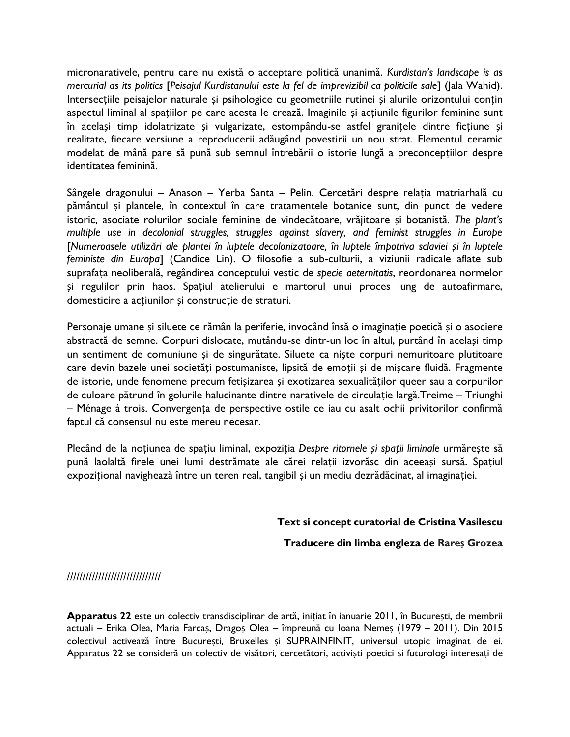micronarativele, pentru care nu există o acceptare politică unanimă. *Kurdistan's landscape is as mercurial as its politics* [*Peisajul Kurdistanului este la fel de imprevizibil ca politicile sale*] (Jala Wahid). Intersecțiile peisajelor naturale și psihologice cu geometriile rutinei și alurile orizontului conțin aspectul liminal al spațiilor pe care acesta le crează. Imaginile și acțiunile figurilor feminine sunt în același timp idolatrizate și vulgarizate, estompându-se astfel granițele dintre ficțiune și realitate, fiecare versiune a reproducerii adăugând povestirii un nou strat. Elementul ceramic modelat de mână pare să pună sub semnul întrebării o istorie lungă a preconcepțiilor despre identitatea feminină.

Sângele dragonului – Anason – Yerba Santa – Pelin. Cercetări despre relația matriarhală cu pământul și plantele, în contextul în care tratamentele botanice sunt, din punct de vedere istoric, asociate rolurilor sociale feminine de vindecătoare, vrăjitoare și botanistă. *The plant's multiple use in decolonial struggles, struggles against slavery, and feminist struggles in Europe* [*Numeroasele utilizări ale plantei în luptele decolonizatoare, în luptele împotriva sclaviei și în luptele feministe din Europa*] (Candice Lin). O filosofie a sub-culturii, a viziunii radicale aflate sub suprafața neoliberală, regândirea conceptului vestic de *specie aeternitatis*, reordonarea normelor și regulilor prin haos. Spațiul atelierului e martorul unui proces lung de autoafirmare, domesticire a acțiunilor și construcție de straturi.

Personaje umane și siluete ce rămân la periferie, invocând însă o imaginație poetică și o asociere abstractă de semne. Corpuri dislocate, mutându-se dintr-un loc în altul, purtând în același timp un sentiment de comuniune și de singurătate. Siluete ca niște corpuri nemuritoare plutitoare care devin bazele unei societăți postumaniste, lipsită de emoții și de mișcare fluidă. Fragmente de istorie, unde fenomene precum fetișizarea și exotizarea sexualităților queer sau a corpurilor de culoare pătrund în golurile halucinante dintre narativele de circulație largă.Treime – Triunghi – Ménage à trois. Convergența de perspective ostile ce iau cu asalt ochii privitorilor confirmă faptul că consensul nu este mereu necesar.

Plecând de la noțiunea de spațiu liminal, expoziția *Despre ritornele și spații liminale* urmărește să pună laolaltă firele unei lumi destrămate ale cărei relații izvorăsc din aceeași sursă. Spațiul expozițional navighează între un teren real, tangibil și un mediu dezrădăcinat, al imaginației.

**Text si concept curatorial de Cristina Vasilescu**

**Traducere din limba engleza de Rareș Grozea**

/////////////////////////////

**Apparatus 22** este un colectiv transdisciplinar de artă, inițiat în ianuarie 2011, în București, de membrii actuali – Erika Olea, Maria Farcaș, Dragoș Olea – împreună cu Ioana Nemeș (1979 – 2011). Din 2015 colectivul activează între București, Bruxelles și SUPRAINFINIT, universul utopic imaginat de ei. Apparatus 22 se consideră un colectiv de visători, cercetători, activiști poetici și futurologi interesați de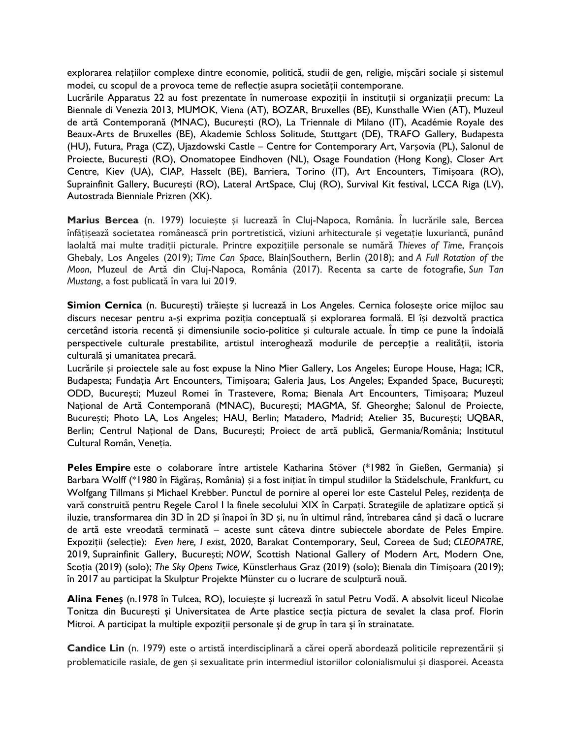explorarea relațiilor complexe dintre economie, politică, studii de gen, religie, mișcări sociale și sistemul modei, cu scopul de a provoca teme de reflecție asupra societății contemporane.
Lucrările Apparatus 22 au fost prezentate în numeroase expoziții în instituții si organizații precum: La Biennale di Venezia 2013, MUMOK, Viena (AT), BOZAR, Bruxelles (BE), Kunsthalle Wien (AT), Muzeul de artă Contemporană (MNAC), București (RO), La Triennale di Milano (IT), Académie Royale des Beaux-Arts de Bruxelles (BE), Akademie Schloss Solitude, Stuttgart (DE), TRAFO Gallery, Budapesta (HU), Futura, Praga (CZ), Ujazdowski Castle – Centre for Contemporary Art, Varșovia (PL), Salonul de Proiecte, București (RO), Onomatopee Eindhoven (NL), Osage Foundation (Hong Kong), Closer Art Centre, Kiev (UA), CIAP, Hasselt (BE), Barriera, Torino (IT), Art Encounters, Timișoara (RO), Suprainfinit Gallery, București (RO), Lateral ArtSpace, Cluj (RO), Survival Kit festival, LCCA Riga (LV), Autostrada Bienniale Prizren (XK).

**Marius Bercea** (n. 1979) locuiește și lucrează în Cluj-Napoca, România. În lucrările sale, Bercea înfățișează societatea românească prin portretistică, viziuni arhitecturale și vegetație luxuriantă, punând laolaltă mai multe tradiții picturale. Printre expozițiile personale se numără *Thieves of Time*, François Ghebaly, Los Angeles (2019); *Time Can Space*, Blain|Southern, Berlin (2018); and *A Full Rotation of the Moon*, Muzeul de Artă din Cluj-Napoca, România (2017). Recenta sa carte de fotografie, *Sun Tan Mustang*, a fost publicată în vara lui 2019.

**Simion Cernica** (n. București) trăiește și lucrează in Los Angeles. Cernica folosește orice mijloc sau discurs necesar pentru a-și exprima poziția conceptuală și explorarea formală. El își dezvoltă practica cercetând istoria recentă și dimensiunile socio-politice și culturale actuale. În timp ce pune la îndoială perspectivele culturale prestabilite, artistul interoghează modurile de percepție a realității, istoria culturală și umanitatea precară.
Lucrările și proiectele sale au fost expuse la Nino Mier Gallery, Los Angeles; Europe House, Haga; ICR, Budapesta; Fundația Art Encounters, Timișoara; Galeria Jaus, Los Angeles; Expanded Space, București; ODD, București; Muzeul Romei în Trastevere, Roma; Bienala Art Encounters, Timișoara; Muzeul Național de Artă Contemporană (MNAC), București; MAGMA, Sf. Gheorghe; Salonul de Proiecte, București; Photo LA, Los Angeles; HAU, Berlin; Matadero, Madrid; Atelier 35, București; UQBAR, Berlin; Centrul Național de Dans, București; Proiect de artă publică, Germania/România; Institutul Cultural Român, Veneția.

**Peles Empire** este o colaborare între artistele Katharina Stöver (*1982 în Gießen, Germania) și Barbara Wolff (*1980 în Făgăraș, România) și a fost inițiat în timpul studiilor la Städelschule, Frankfurt, cu Wolfgang Tillmans și Michael Krebber. Punctul de pornire al operei lor este Castelul Peleș, rezidența de vară construită pentru Regele Carol I la finele secolului XIX în Carpați. Strategiile de aplatizare optică și iluzie, transformarea din 3D în 2D și înapoi în 3D și, nu în ultimul rând, întrebarea când și dacă o lucrare de artă este vreodată terminată – aceste sunt câteva dintre subiectele abordate de Peles Empire. Expoziții (selecție): *Even here, I exist*, 2020, Barakat Contemporary, Seul, Coreea de Sud; *CLEOPATRE*, 2019, Suprainfinit Gallery, București; *NOW*, Scottish National Gallery of Modern Art, Modern One, Scoția (2019) (solo); *The Sky Opens Twice,* Künstlerhaus Graz (2019) (solo); Bienala din Timișoara (2019); în 2017 au participat la Skulptur Projekte Münster cu o lucrare de sculptură nouă.

**Alina Feneș** (n.1978 în Tulcea, RO), locuiește și lucrează în satul Petru Vodă. A absolvit liceul Nicolae Tonitza din București și Universitatea de Arte plastice secția pictura de sevalet la clasa prof. Florin Mitroi. A participat la multiple expoziții personale și de grup în tara și în strainatate.

**Candice Lin** (n. 1979) este o artistă interdisciplinară a cărei operă abordează politicile reprezentării și problematicile rasiale, de gen și sexualitate prin intermediul istoriilor colonialismului și diasporei. Aceasta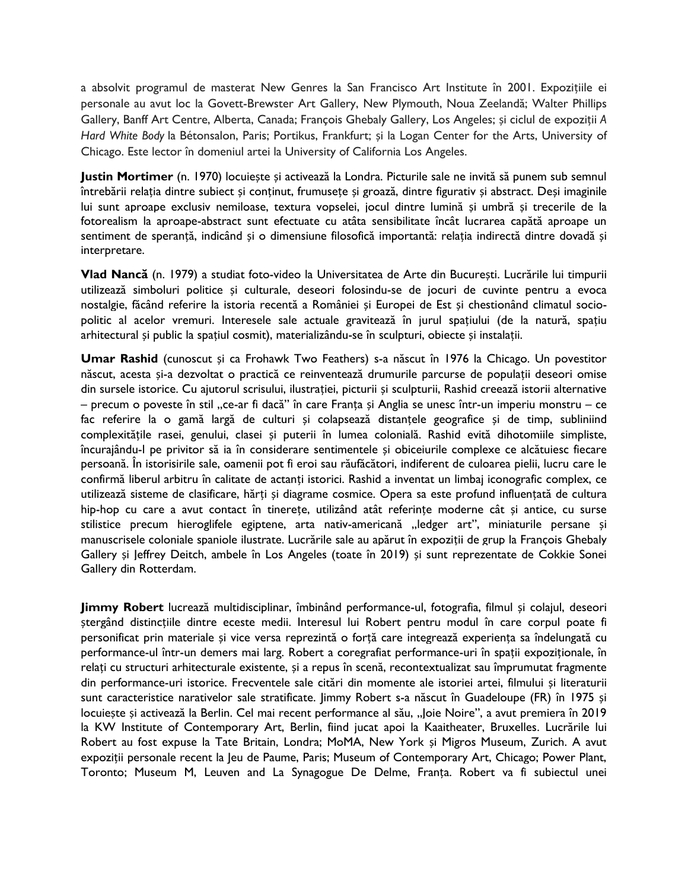a absolvit programul de masterat New Genres la San Francisco Art Institute în 2001. Expozițiile ei personale au avut loc la Govett-Brewster Art Gallery, New Plymouth, Noua Zeelandă; Walter Phillips Gallery, Banff Art Centre, Alberta, Canada; François Ghebaly Gallery, Los Angeles; și ciclul de expoziții *A Hard White Body* la Bétonsalon, Paris; Portikus, Frankfurt; și la Logan Center for the Arts, University of Chicago. Este lector în domeniul artei la University of California Los Angeles.

**Justin Mortimer** (n. 1970) locuiește și activează la Londra. Picturile sale ne invită să punem sub semnul întrebării relația dintre subiect și conținut, frumusețe și groază, dintre figurativ și abstract. Deși imaginile lui sunt aproape exclusiv nemiloase, textura vopselei, jocul dintre lumină și umbră și trecerile de la fotorealism la aproape-abstract sunt efectuate cu atâta sensibilitate încât lucrarea capătă aproape un sentiment de speranță, indicând și o dimensiune filosofică importantă: relația indirectă dintre dovadă și interpretare.

**Vlad Nancă** (n. 1979) a studiat foto-video la Universitatea de Arte din București. Lucrările lui timpurii utilizează simboluri politice și culturale, deseori folosindu-se de jocuri de cuvinte pentru a evoca nostalgie, făcând referire la istoria recentă a României și Europei de Est și chestionând climatul socio-politic al acelor vremuri. Interesele sale actuale gravitează în jurul spațiului (de la natură, spațiu arhitectural și public la spațiul cosmit), materializându-se în sculpturi, obiecte și instalații.

**Umar Rashid** (cunoscut și ca Frohawk Two Feathers) s-a născut în 1976 la Chicago. Un povestitor născut, acesta și-a dezvoltat o practică ce reinventează drumurile parcurse de populații deseori omise din sursele istorice. Cu ajutorul scrisului, ilustrației, picturii și sculpturii, Rashid creează istorii alternative – precum o poveste în stil „ce-ar fi dacă" în care Franța și Anglia se unesc într-un imperiu monstru – ce fac referire la o gamă largă de culturi și colapsează distanțele geografice și de timp, subliniind complexitățile rasei, genului, clasei și puterii în lumea colonială. Rashid evită dihotomiile simpliste, încurajându-l pe privitor să ia în considerare sentimentele și obiceiurile complexe ce alcătuiesc fiecare persoană. În istorisirile sale, oamenii pot fi eroi sau răufăcători, indiferent de culoarea pielii, lucru care le confirmă liberul arbitru în calitate de actanți istorici. Rashid a inventat un limbaj iconografic complex, ce utilizează sisteme de clasificare, hărți și diagrame cosmice. Opera sa este profund influențată de cultura hip-hop cu care a avut contact în tinerețe, utilizând atât referințe moderne cât și antice, cu surse stilistice precum hieroglifele egiptene, arta nativ-americană „ledger art", miniaturile persane și manuscrisele coloniale spaniole ilustrate. Lucrările sale au apărut în expoziții de grup la François Ghebaly Gallery și Jeffrey Deitch, ambele în Los Angeles (toate în 2019) și sunt reprezentate de Cokkie Sonei Gallery din Rotterdam.

**Jimmy Robert** lucrează multidisciplinar, îmbinând performance-ul, fotografia, filmul și colajul, deseori ștergând distincțiile dintre eceste medii. Interesul lui Robert pentru modul în care corpul poate fi personificat prin materiale și vice versa reprezintă o forță care integrează experiența sa îndelungată cu performance-ul într-un demers mai larg. Robert a coregrafiat performance-uri în spații expoziționale, în relați cu structuri arhitecturale existente, și a repus în scenă, recontextualizat sau împrumutat fragmente din performance-uri istorice. Frecventele sale citări din momente ale istoriei artei, filmului și literaturii sunt caracteristice narativelor sale stratificate. Jimmy Robert s-a născut în Guadeloupe (FR) în 1975 și locuiește și activează la Berlin. Cel mai recent performance al său, „Joie Noire", a avut premiera în 2019 la KW Institute of Contemporary Art, Berlin, fiind jucat apoi la Kaaitheater, Bruxelles. Lucrările lui Robert au fost expuse la Tate Britain, Londra; MoMA, New York și Migros Museum, Zurich. A avut expoziții personale recent la Jeu de Paume, Paris; Museum of Contemporary Art, Chicago; Power Plant, Toronto; Museum M, Leuven and La Synagogue De Delme, Franța. Robert va fi subiectul unei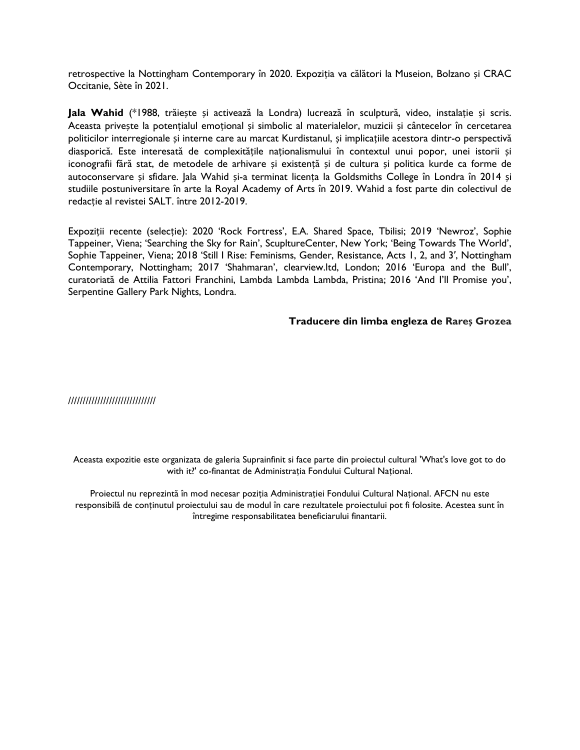retrospective la Nottingham Contemporary în 2020. Expoziția va călători la Museion, Bolzano și CRAC Occitanie, Sète în 2021.

**Jala Wahid** (*1988, trăiește și activează la Londra) lucrează în sculptură, video, instalație și scris. Aceasta privește la potențialul emoțional și simbolic al materialelor, muzicii și cântecelor în cercetarea politicilor interregionale și interne care au marcat Kurdistanul, și implicațiile acestora dintr-o perspectivă diasporică. Este interesată de complexitățile naționalismului în contextul unui popor, unei istorii și iconografii fără stat, de metodele de arhivare și existență și de cultura și politica kurde ca forme de autoconservare și sfidare. Jala Wahid și-a terminat licența la Goldsmiths College în Londra în 2014 și studiile postuniversitare în arte la Royal Academy of Arts în 2019. Wahid a fost parte din colectivul de redacție al revistei SALT. între 2012-2019.

Expoziții recente (selecție): 2020 'Rock Fortress', E.A. Shared Space, Tbilisi; 2019 'Newroz', Sophie Tappeiner, Viena; 'Searching the Sky for Rain', ScupltureCenter, New York; 'Being Towards The World', Sophie Tappeiner, Viena; 2018 'Still I Rise: Feminisms, Gender, Resistance, Acts 1, 2, and 3', Nottingham Contemporary, Nottingham; 2017 'Shahmaran', clearview.ltd, London; 2016 'Europa and the Bull', curatoriată de Attilia Fattori Franchini, Lambda Lambda Lambda, Pristina; 2016 'And I'll Promise you', Serpentine Gallery Park Nights, Londra.

**Traducere din limba engleza de Rareș Grozea**

//////////////////////////////

Aceasta expozitie este organizata de galeria Suprainfinit si face parte din proiectul cultural 'What's love got to do with it?' co-finantat de Administrația Fondului Cultural Național.

Proiectul nu reprezintă în mod necesar poziția Administrației Fondului Cultural Național. AFCN nu este responsibilă de conținutul proiectului sau de modul în care rezultatele proiectului pot fi folosite. Acestea sunt în întregime responsabilitatea beneficiarului finantarii.